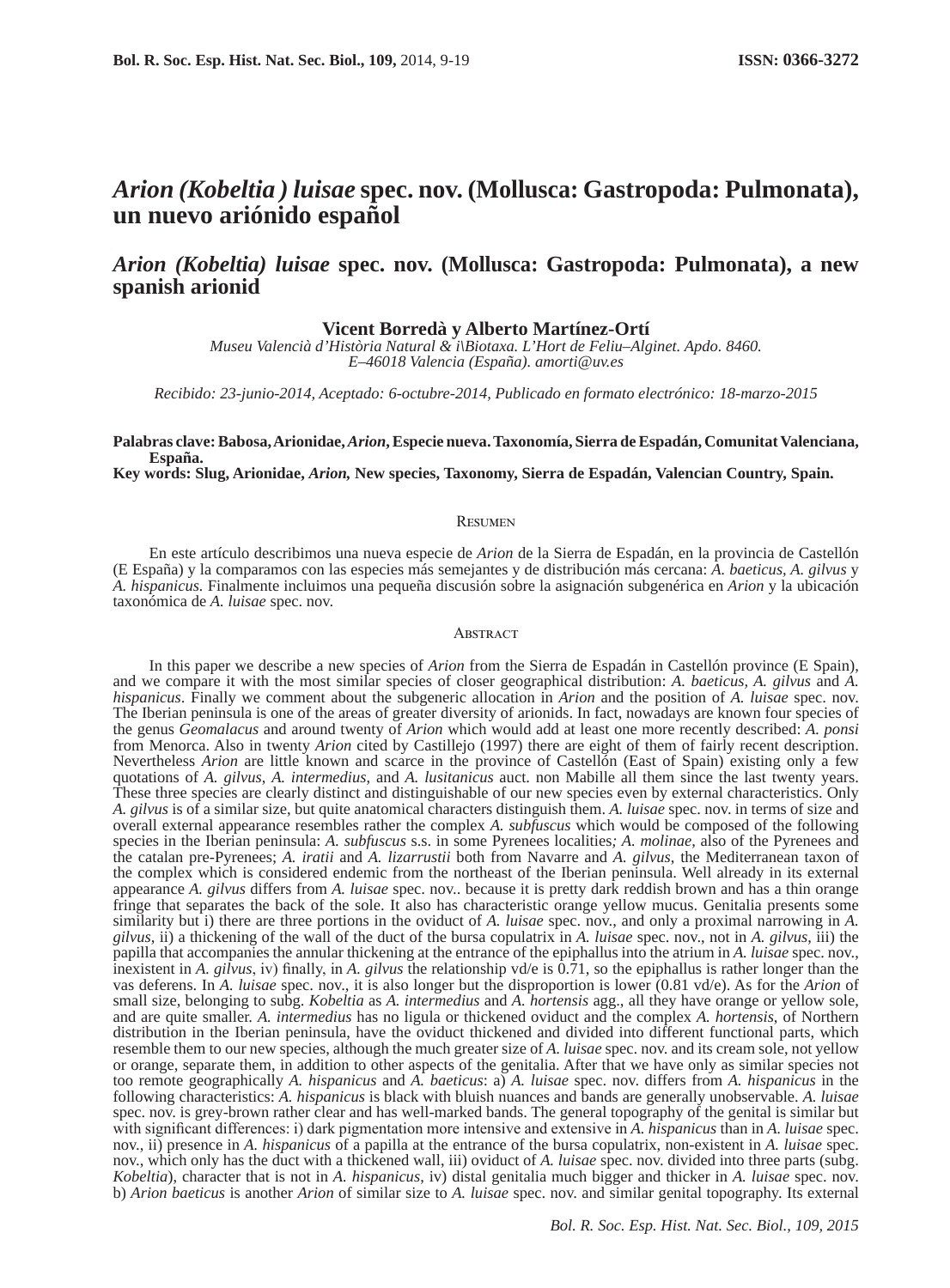# *Arion (Kobeltia ) luisae* spec. nov. (Mollusca: Gastropoda: Pulmonata), un nuevo ariónido español

## *Arion (Kobeltia) luisae* spec. nov. (Mollusca: Gastropoda: Pulmonata), a new spanish arionid

**Vicent Borredà y Alberto Martínez-Ortí**

*Museu Valencià d'Història Natural & i\Biotaxa. L'Hort de Feliu–Alginet. Apdo. 8460. E–46018 Valencia (España). amorti@uv.es*

*Recibido: 23-junio-2014, Aceptado: 6-octubre-2014, Publicado en formato electrónico: 18-marzo-2015*

**Palabras clave: Babosa, Arionidae, *Arion*, Especie nueva. Taxonomía, Sierra de Espadán, Comunitat Valenciana, España.**

**Key words: Slug, Arionidae, *Arion*, New species, Taxonomy, Sierra de Espadán, Valencian Country, Spain.**

### Resumen

En este artículo describimos una nueva especie de *Arion* de la Sierra de Espadán, en la provincia de Castellón (E España) y la comparamos con las especies más semejantes y de distribución más cercana: *A. baeticus*, *A. gilvus* y *A. hispanicus.* Finalmente incluimos una pequeña discusión sobre la asignación subgenérica en *Arion* y la ubicación taxonómica de *A. luisae* spec. nov.

### Abstract

In this paper we describe a new species of *Arion* from the Sierra de Espadán in Castellón province (E Spain), and we compare it with the most similar species of closer geographical distribution: *A. baeticus*, *A. gilvus* and *A. hispanicus*. Finally we comment about the subgeneric allocation in *Arion* and the position of *A. luisae* spec. nov. The Iberian peninsula is one of the areas of greater diversity of arionids. In fact, nowadays are known four species of the genus *Geomalacus* and around twenty of *Arion* which would add at least one more recently described: *A. ponsi* from Menorca. Also in twenty *Arion* cited by Castillejo (1997) there are eight of them of fairly recent description. Nevertheless *Arion* are little known and scarce in the province of Castellón (East of Spain) existing only a few quotations of *A. gilvus*, *A. intermedius*, and *A. lusitanicus* auct. non Mabille all them since the last twenty years. These three species are clearly distinct and distinguishable of our new species even by external characteristics. Only *A. gilvus* is of a similar size, but quite anatomical characters distinguish them. *A. luisae* spec. nov. in terms of size and overall external appearance resembles rather the complex *A. subfuscus* which would be composed of the following species in the Iberian peninsula: *A. subfuscus* s.s. in some Pyrenees localities*; A. molinae*, also of the Pyrenees and the catalan pre-Pyrenees; *A. iratii* and *A. lizarrustii* both from Navarre and *A. gilvus*, the Mediterranean taxon of the complex which is considered endemic from the northeast of the Iberian peninsula. Well already in its external appearance *A. gilvus* differs from *A. luisae* spec. nov.. because it is pretty dark reddish brown and has a thin orange fringe that separates the back of the sole. It also has characteristic orange yellow mucus. Genitalia presents some similarity but i) there are three portions in the oviduct of *A. luisae* spec. nov., and only a proximal narrowing in *A. gilvus*, ii) a thickening of the wall of the duct of the bursa copulatrix in *A. luisae* spec. nov., not in *A. gilvus*, iii) the papilla that accompanies the annular thickening at the entrance of the epiphallus into the atrium in *A. luisae* spec. nov., inexistent in *A. gilvus*, iv) finally, in *A. gilvus* the relationship vd/e is 0.71, so the epiphallus is rather longer than the vas deferens. In *A. luisae* spec. nov., it is also longer but the disproportion is lower (0.81 vd/e). As for the *Arion* of small size, belonging to subg. *Kobeltia* as *A. intermedius* and *A. hortensis* agg., all they have orange or yellow sole, and are quite smaller. *A. intermedius* has no ligula or thickened oviduct and the complex *A. hortensis*, of Northern distribution in the Iberian peninsula, have the oviduct thickened and divided into different functional parts, which resemble them to our new species, although the much greater size of *A. luisae* spec. nov. and its cream sole, not yellow or orange, separate them, in addition to other aspects of the genitalia. After that we have only as similar species not too remote geographically *A. hispanicus* and *A. baeticus*: a) *A. luisae* spec. nov. differs from *A. hispanicus* in the following characteristics: *A. hispanicus* is black with bluish nuances and bands are generally unobservable. *A. luisae* spec. nov. is grey-brown rather clear and has well-marked bands. The general topography of the genital is similar but with significant differences: i) dark pigmentation more intensive and extensive in *A. hispanicus* than in *A. luisae* spec. nov., ii) presence in *A. hispanicus* of a papilla at the entrance of the bursa copulatrix, non-existent in *A. luisae* spec. nov., which only has the duct with a thickened wall, iii) oviduct of *A. luisae* spec. nov. divided into three parts (subg. *Kobeltia*), character that is not in *A. hispanicus*, iv) distal genitalia much bigger and thicker in *A. luisae* spec. nov. b) *Arion baeticus* is another *Arion* of similar size to *A. luisae* spec. nov. and similar genital topography. Its external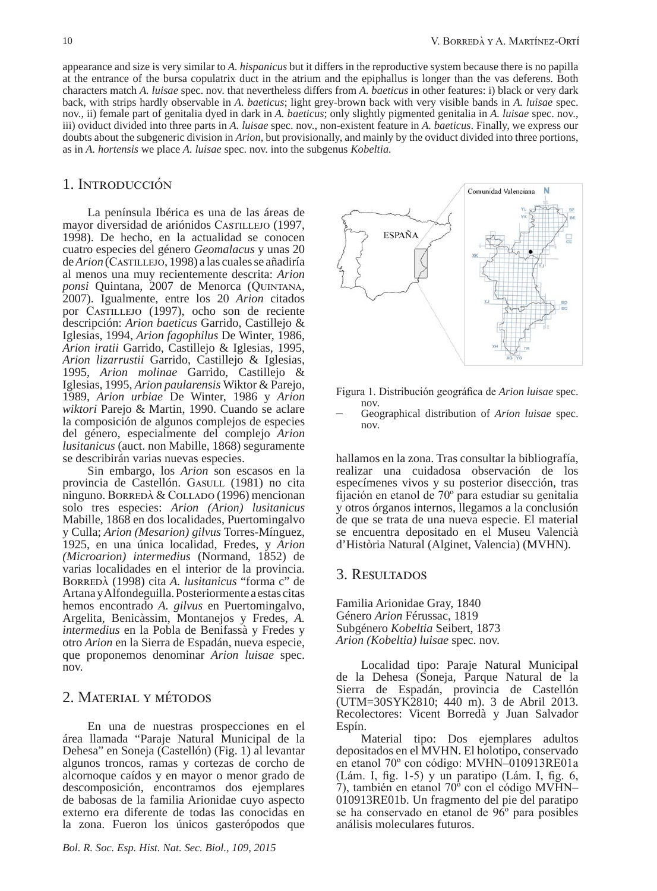appearance and size is very similar to *A. hispanicus* but it differs in the reproductive system because there is no papilla at the entrance of the bursa copulatrix duct in the atrium and the epiphallus is longer than the vas deferens. Both characters match *A. luisae* spec. nov. that nevertheless differs from *A. baeticus* in other features: i) black or very dark back, with strips hardly observable in *A. baeticus*; light grey-brown back with very visible bands in *A. luisae* spec. nov., ii) female part of genitalia dyed in dark in *A. baeticus*; only slightly pigmented genitalia in *A. luisae* spec. nov., iii) oviduct divided into three parts in *A. luisae* spec. nov., non-existent feature in *A. baeticus*. Finally, we express our doubts about the subgeneric division in *Arion,* but provisionally, and mainly by the oviduct divided into three portions, as in *A. hortensis* we place *A. luisae* spec. nov. into the subgenus *Kobeltia.*

## 1. Introducción

La península Ibérica es una de las áreas de mayor diversidad de ariónidos Castillejo (1997, 1998). De hecho, en la actualidad se conocen cuatro especies del género *Geomalacus* y unas 20 de *Arion* (Castillejo, 1998) a las cuales se añadiría al menos una muy recientemente descrita: *Arion ponsi* Quintana, 2007 de Menorca (Quintana, 2007). Igualmente, entre los 20 *Arion* citados por Castillejo (1997), ocho son de reciente descripción: *Arion baeticus* Garrido, Castillejo & Iglesias, 1994, *Arion fagophilus* De Winter, 1986, *Arion iratii* Garrido, Castillejo & Iglesias, 1995, *Arion lizarrustii* Garrido, Castillejo & Iglesias, 1995, *Arion molinae* Garrido, Castillejo & Iglesias, 1995, *Arion paularensis* Wiktor & Parejo, 1989, *Arion urbiae* De Winter, 1986 y *Arion wiktori* Parejo & Martin, 1990. Cuando se aclare la composición de algunos complejos de especies del género, especialmente del complejo *Arion lusitanicus* (auct. non Mabille, 1868) seguramente se describirán varias nuevas especies.

Sin embargo, los *Arion* son escasos en la provincia de Castellón. Gasull (1981) no cita ninguno. Borredà & Collado (1996) mencionan solo tres especies: *Arion (Arion) lusitanicus* Mabille, 1868 en dos localidades, Puertomingalvo y Culla; *Arion (Mesarion) gilvus* Torres-Mínguez, 1925, en una única localidad, Fredes, y *Arion (Microarion) intermedius* (Normand, 1852) de varias localidades en el interior de la provincia. Borredà (1998) cita *A. lusitanicus* "forma c" de Artana y Alfondeguilla. Posteriormente a estas citas hemos encontrado *A. gilvus* en Puertomingalvo, Argelita, Benicàssim, Montanejos y Fredes, *A. intermedius* en la Pobla de Benifassà y Fredes y otro *Arion* en la Sierra de Espadán, nueva especie, que proponemos denominar *Arion luisae* spec. nov.

## 2. Material y métodos

En una de nuestras prospecciones en el área llamada "Paraje Natural Municipal de la Dehesa" en Soneja (Castellón) (Fig. 1) al levantar algunos troncos, ramas y cortezas de corcho de alcornoque caídos y en mayor o menor grado de descomposición, encontramos dos ejemplares de babosas de la familia Arionidae cuyo aspecto externo era diferente de todas las conocidas en la zona. Fueron los únicos gasterópodos que hallamos en la zona. Tras consultar la bibliografía, realizar una cuidadosa observación de los especímenes vivos y su posterior disección, tras fijación en etanol de 70º para estudiar su genitalia y otros órganos internos, llegamos a la conclusión de que se trata de una nueva especie. El material se encuentra depositado en el Museu Valencià d'Història Natural (Alginet, Valencia) (MVHN).

Figura 1. Distribución geográfica de *Arion luisae* spec. nov.
– Geographical distribution of *Arion luisae* spec. nov.

## 3. Resultados

Familia Arionidae Gray, 1840
Género *Arion* Férussac, 1819
Subgénero *Kobeltia* Seibert, 1873
*Arion (Kobeltia) luisae* spec. nov.

Localidad tipo: Paraje Natural Municipal de la Dehesa (Soneja, Parque Natural de la Sierra de Espadán, provincia de Castellón (UTM=30SYK2810; 440 m). 3 de Abril 2013. Recolectores: Vicent Borredà y Juan Salvador Espín.

Material tipo: Dos ejemplares adultos depositados en el MVHN. El holotipo, conservado en etanol 70º con código: MVHN–010913RE01a (Lám. I, fig. 1-5) y un paratipo (Lám. I, fig. 6, 7), también en etanol 70º con el código MVHN–010913RE01b. Un fragmento del pie del paratipo se ha conservado en etanol de 96º para posibles análisis moleculares futuros.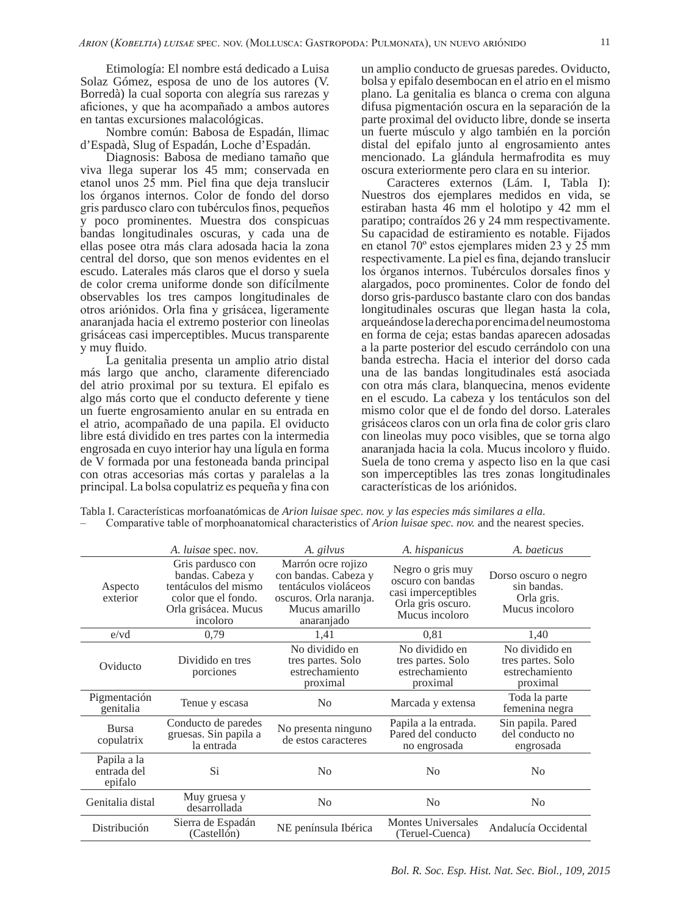Etimología: El nombre está dedicado a Luisa Solaz Gómez, esposa de uno de los autores (V. Borredà) la cual soporta con alegría sus rarezas y aficiones, y que ha acompañado a ambos autores en tantas excursiones malacológicas.

Nombre común: Babosa de Espadán, llimac d'Espadà, Slug of Espadán, Loche d'Espadán.

Diagnosis: Babosa de mediano tamaño que viva llega superar los 45 mm; conservada en etanol unos 25 mm. Piel fina que deja translucir los órganos internos. Color de fondo del dorso gris pardusco claro con tubérculos finos, pequeños y poco prominentes. Muestra dos conspicuas bandas longitudinales oscuras, y cada una de ellas posee otra más clara adosada hacia la zona central del dorso, que son menos evidentes en el escudo. Laterales más claros que el dorso y suela de color crema uniforme donde son difícilmente observables los tres campos longitudinales de otros ariónidos. Orla fina y grisácea, ligeramente anaranjada hacia el extremo posterior con lineolas grisáceas casi imperceptibles. Mucus transparente y muy fluido.

La genitalia presenta un amplio atrio distal más largo que ancho, claramente diferenciado del atrio proximal por su textura. El epifalo es algo más corto que el conducto deferente y tiene un fuerte engrosamiento anular en su entrada en el atrio, acompañado de una papila. El oviducto libre está dividido en tres partes con la intermedia engrosada en cuyo interior hay una lígula en forma de V formada por una festoneada banda principal con otras accesorias más cortas y paralelas a la principal. La bolsa copulatriz es pequeña y fina con un amplio conducto de gruesas paredes. Oviducto, bolsa y epifalo desembocan en el atrio en el mismo plano. La genitalia es blanca o crema con alguna difusa pigmentación oscura en la separación de la parte proximal del oviducto libre, donde se inserta un fuerte músculo y algo también en la porción distal del epifalo junto al engrosamiento antes mencionado. La glándula hermafrodita es muy oscura exteriormente pero clara en su interior.

Caracteres externos (Lám. I, Tabla I): Nuestros dos ejemplares medidos en vida, se estiraban hasta 46 mm el holotipo y 42 mm el paratipo; contraídos 26 y 24 mm respectivamente. Su capacidad de estiramiento es notable. Fijados en etanol 70º estos ejemplares miden 23 y 25 mm respectivamente. La piel es fina, dejando translucir los órganos internos. Tubérculos dorsales finos y alargados, poco prominentes. Color de fondo del dorso gris-pardusco bastante claro con dos bandas longitudinales oscuras que llegan hasta la cola, arqueándose la derecha por encima del neumostoma en forma de ceja; estas bandas aparecen adosadas a la parte posterior del escudo cerrándolo con una banda estrecha. Hacia el interior del dorso cada una de las bandas longitudinales está asociada con otra más clara, blanquecina, menos evidente en el escudo. La cabeza y los tentáculos son del mismo color que el de fondo del dorso. Laterales grisáceos claros con un orla fina de color gris claro con lineolas muy poco visibles, que se torna algo anaranjada hacia la cola. Mucus incoloro y fluido. Suela de tono crema y aspecto liso en la que casi son imperceptibles las tres zonas longitudinales características de los ariónidos.

Tabla I. Características morfoanatómicas de *Arion luisae spec. nov. y las especies más similares a ella.*
– Comparative table of morphoanatomical characteristics of *Arion luisae spec. nov.* and the nearest species.

| | *A. luisae* spec. nov. | *A. gilvus* | *A. hispanicus* | *A. baeticus* |
|---|---|---|---|---|
| Aspecto exterior | Gris pardusco con bandas. Cabeza y tentáculos del mismo color que el fondo. Orla grisácea. Mucus incoloro | Marrón ocre rojizo con bandas. Cabeza y tentáculos violáceos oscuros. Orla naranja. Mucus amarillo anaranjado | Negro o gris muy oscuro con bandas casi imperceptibles Orla gris oscuro. Mucus incoloro | Dorso oscuro o negro sin bandas. Orla gris. Mucus incoloro |
| e/vd | 0,79 | 1,41 | 0,81 | 1,40 |
| Oviducto | Dividido en tres porciones | No dividido en tres partes. Solo estrechamiento proximal | No dividido en tres partes. Solo estrechamiento proximal | No dividido en tres partes. Solo estrechamiento proximal |
| Pigmentación genitalia | Tenue y escasa | No | Marcada y extensa | Toda la parte femenina negra |
| Bursa copulatrix | Conducto de paredes gruesas. Sin papila a la entrada | No presenta ninguno de estos caracteres | Papila a la entrada. Pared del conducto no engrosada | Sin papila. Pared del conducto no engrosada |
| Papila a la entrada del epifalo | Si | No | No | No |
| Genitalia distal | Muy gruesa y desarrollada | No | No | No |
| Distribución | Sierra de Espadán (Castellón) | NE península Ibérica | Montes Universales (Teruel-Cuenca) | Andalucía Occidental |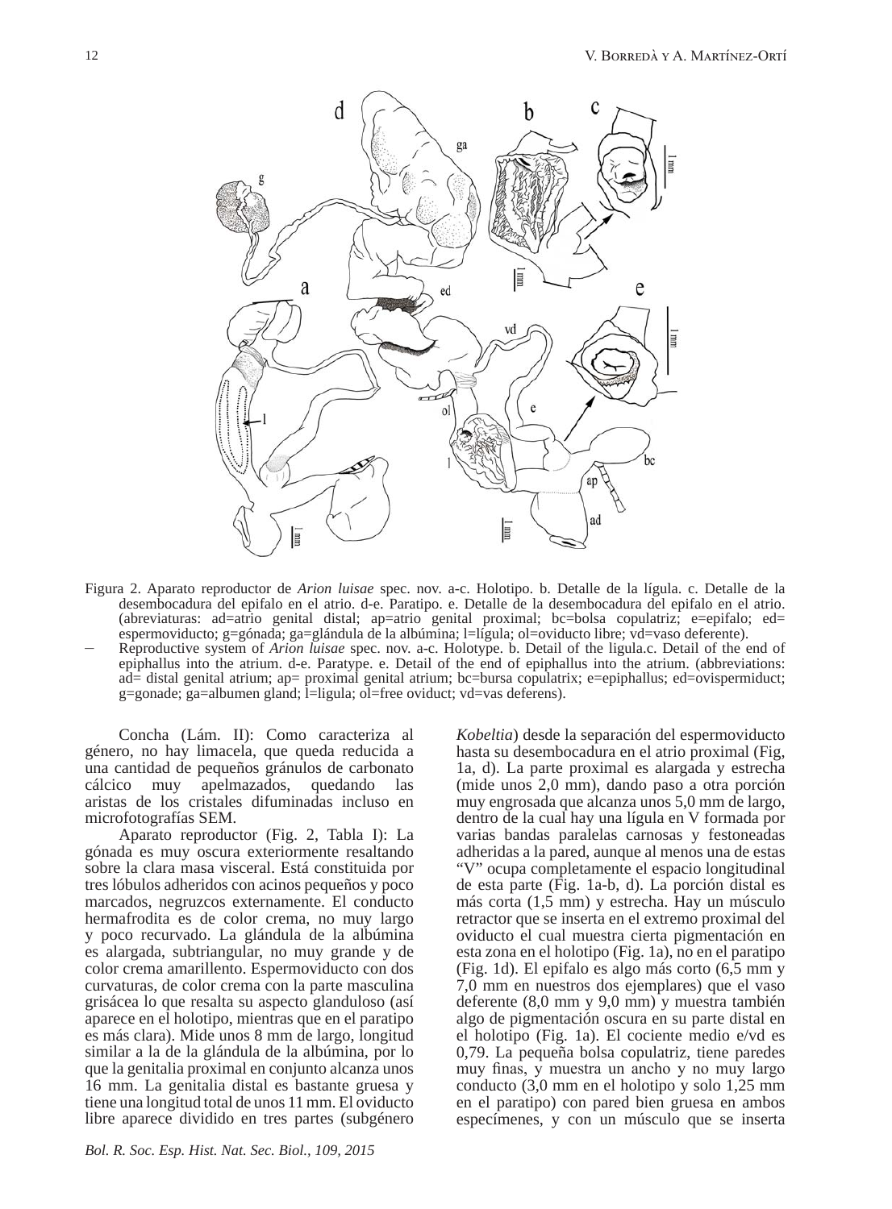Figura 2. Aparato reproductor de *Arion luisae* spec. nov. a-c. Holotipo. b. Detalle de la lígula. c. Detalle de la desembocadura del epifalo en el atrio. d-e. Paratipo. e. Detalle de la desembocadura del epifalo en el atrio. (abreviaturas: ad=atrio genital distal; ap=atrio genital proximal; bc=bolsa copulatriz; e=epifalo; ed= espermoviducto; g=gónada; ga=glándula de la albúmina; l=lígula; ol=oviducto libre; vd=vaso deferente).

– Reproductive system of *Arion luisae* spec. nov. a-c. Holotype. b. Detail of the ligula.c. Detail of the end of epiphallus into the atrium. d-e. Paratype. e. Detail of the end of epiphallus into the atrium. (abbreviations: ad= distal genital atrium; ap= proximal genital atrium; bc=bursa copulatrix; e=epiphallus; ed=ovispermiduct; g=gonade; ga=albumen gland; l=ligula; ol=free oviduct; vd=vas deferens).

Concha (Lám. II): Como caracteriza al género, no hay limacela, que queda reducida a una cantidad de pequeños gránulos de carbonato cálcico muy apelmazados, quedando las aristas de los cristales difuminadas incluso en microfotografías SEM.

Aparato reproductor (Fig. 2, Tabla I): La gónada es muy oscura exteriormente resaltando sobre la clara masa visceral. Está constituida por tres lóbulos adheridos con acinos pequeños y poco marcados, negruzcos externamente. El conducto hermafrodita es de color crema, no muy largo y poco recurvado. La glándula de la albúmina es alargada, subtriangular, no muy grande y de color crema amarillento. Espermoviducto con dos curvaturas, de color crema con la parte masculina grisácea lo que resalta su aspecto glanduloso (así aparece en el holotipo, mientras que en el paratipo es más clara). Mide unos 8 mm de largo, longitud similar a la de la glándula de la albúmina, por lo que la genitalia proximal en conjunto alcanza unos 16 mm. La genitalia distal es bastante gruesa y tiene una longitud total de unos 11 mm. El oviducto libre aparece dividido en tres partes (subgénero *Kobeltia*) desde la separación del espermoviducto hasta su desembocadura en el atrio proximal (Fig, 1a, d). La parte proximal es alargada y estrecha (mide unos 2,0 mm), dando paso a otra porción muy engrosada que alcanza unos 5,0 mm de largo, dentro de la cual hay una lígula en V formada por varias bandas paralelas carnosas y festoneadas adheridas a la pared, aunque al menos una de estas "V" ocupa completamente el espacio longitudinal de esta parte (Fig. 1a-b, d). La porción distal es más corta (1,5 mm) y estrecha. Hay un músculo retractor que se inserta en el extremo proximal del oviducto el cual muestra cierta pigmentación en esta zona en el holotipo (Fig. 1a), no en el paratipo (Fig. 1d). El epifalo es algo más corto (6,5 mm y 7,0 mm en nuestros dos ejemplares) que el vaso deferente (8,0 mm y 9,0 mm) y muestra también algo de pigmentación oscura en su parte distal en el holotipo (Fig. 1a). El cociente medio e/vd es 0,79. La pequeña bolsa copulatriz, tiene paredes muy finas, y muestra un ancho y no muy largo conducto (3,0 mm en el holotipo y solo 1,25 mm en el paratipo) con pared bien gruesa en ambos especímenes, y con un músculo que se inserta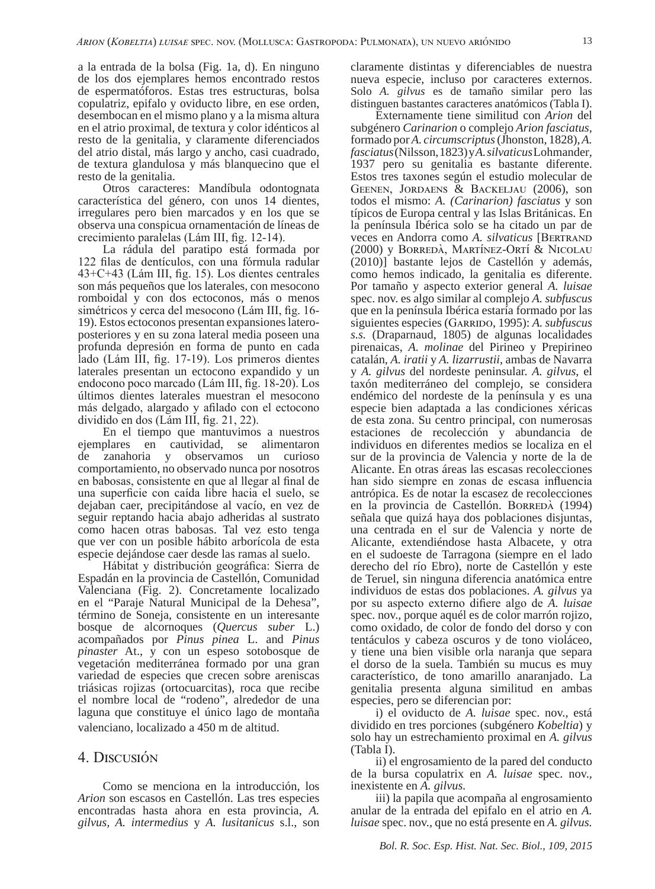a la entrada de la bolsa (Fig. 1a, d). En ninguno de los dos ejemplares hemos encontrado restos de espermatóforos. Estas tres estructuras, bolsa copulatriz, epifalo y oviducto libre, en ese orden, desembocan en el mismo plano y a la misma altura en el atrio proximal, de textura y color idénticos al resto de la genitalia, y claramente diferenciados del atrio distal, más largo y ancho, casi cuadrado, de textura glandulosa y más blanquecino que el resto de la genitalia.

Otros caracteres: Mandíbula odontognata característica del género, con unos 14 dientes, irregulares pero bien marcados y en los que se observa una conspicua ornamentación de líneas de crecimiento paralelas (Lám III, fig. 12-14).

La rádula del paratipo está formada por 122 filas de dentículos, con una fórmula radular 43+C+43 (Lám III, fig. 15). Los dientes centrales son más pequeños que los laterales, con mesocono romboidal y con dos ectoconos, más o menos simétricos y cerca del mesocono (Lám III, fig. 16-19). Estos ectoconos presentan expansiones latero-posteriores y en su zona lateral media poseen una profunda depresión en forma de punto en cada lado (Lám III, fig. 17-19). Los primeros dientes laterales presentan un ectocono expandido y un endocono poco marcado (Lám III, fig. 18-20). Los últimos dientes laterales muestran el mesocono más delgado, alargado y afilado con el ectocono dividido en dos (Lám III, fig. 21, 22).

En el tiempo que mantuvimos a nuestros ejemplares en cautividad, se alimentaron de zanahoria y observamos un curioso comportamiento, no observado nunca por nosotros en babosas, consistente en que al llegar al final de una superficie con caída libre hacia el suelo, se dejaban caer, precipitándose al vacío, en vez de seguir reptando hacia abajo adheridas al sustrato como hacen otras babosas. Tal vez esto tenga que ver con un posible hábito arborícola de esta especie dejándose caer desde las ramas al suelo.

Hábitat y distribución geográfica: Sierra de Espadán en la provincia de Castellón, Comunidad Valenciana (Fig. 2). Concretamente localizado en el “Paraje Natural Municipal de la Dehesa”, término de Soneja, consistente en un interesante bosque de alcornoques (*Quercus suber* L.) acompañados por *Pinus pinea* L. and *Pinus pinaster* At., y con un espeso sotobosque de vegetación mediterránea formado por una gran variedad de especies que crecen sobre areniscas triásicas rojizas (ortocuarcitas), roca que recibe el nombre local de “rodeno”, alrededor de una laguna que constituye el único lago de montaña valenciano, localizado a 450 m de altitud.

## 4. Discusión

Como se menciona en la introducción, los *Arion* son escasos en Castellón. Las tres especies encontradas hasta ahora en esta provincia, *A. gilvus*, *A. intermedius* y *A. lusitanicus* s.l., son claramente distintas y diferenciables de nuestra nueva especie, incluso por caracteres externos. Solo *A. gilvus* es de tamaño similar pero las distinguen bastantes caracteres anatómicos (Tabla I).

Externamente tiene similitud con *Arion* del subgénero *Carinarion* o complejo *Arion fasciatus*, formado por *A. circumscriptus* (Jhonston, 1828), *A. fasciatus* (Nilsson, 1823) y *A. silvaticus* Lohmander, 1937 pero su genitalia es bastante diferente. Estos tres taxones según el estudio molecular de Geenen, Jordaens & Backeljau (2006), son todos el mismo: *A. (Carinarion) fasciatus* y son típicos de Europa central y las Islas Británicas. En la península Ibérica solo se ha citado un par de veces en Andorra como *A. silvaticus* [Bertrand (2000) y Borredà, Martínez-Ortí & Nicolau (2010)] bastante lejos de Castellón y además, como hemos indicado, la genitalia es diferente. Por tamaño y aspecto exterior general *A. luisae* spec. nov. es algo similar al complejo *A. subfuscus* que en la península Ibérica estaría formado por las siguientes especies (Garrido, 1995): *A. subfuscus s.s.* (Draparnaud, 1805) de algunas localidades pirenaicas, *A. molinae* del Pirineo y Prepirineo catalán, *A. iratii* y *A. lizarrustii*, ambas de Navarra y *A. gilvus* del nordeste peninsular. *A. gilvus*, el taxón mediterráneo del complejo, se considera endémico del nordeste de la península y es una especie bien adaptada a las condiciones xéricas de esta zona. Su centro principal, con numerosas estaciones de recolección y abundancia de individuos en diferentes medios se localiza en el sur de la provincia de Valencia y norte de la de Alicante. En otras áreas las escasas recolecciones han sido siempre en zonas de escasa influencia antrópica. Es de notar la escasez de recolecciones en la provincia de Castellón. Borredà (1994) señala que quizá haya dos poblaciones disjuntas, una centrada en el sur de Valencia y norte de Alicante, extendiéndose hasta Albacete, y otra en el sudoeste de Tarragona (siempre en el lado derecho del río Ebro), norte de Castellón y este de Teruel, sin ninguna diferencia anatómica entre individuos de estas dos poblaciones. *A. gilvus* ya por su aspecto externo difiere algo de *A. luisae* spec. nov., porque aquél es de color marrón rojizo, como oxidado, de color de fondo del dorso y con tentáculos y cabeza oscuros y de tono violáceo, y tiene una bien visible orla naranja que separa el dorso de la suela. También su mucus es muy característico, de tono amarillo anaranjado. La genitalia presenta alguna similitud en ambas especies, pero se diferencian por:

i) el oviducto de *A. luisae* spec. nov., está dividido en tres porciones (subgénero *Kobeltia*) y solo hay un estrechamiento proximal en *A. gilvus* (Tabla I).

ii) el engrosamiento de la pared del conducto de la bursa copulatrix en *A. luisae* spec. nov., inexistente en *A. gilvus.*

iii) la papila que acompaña al engrosamiento anular de la entrada del epifalo en el atrio en *A. luisae* spec. nov., que no está presente en *A. gilvus.*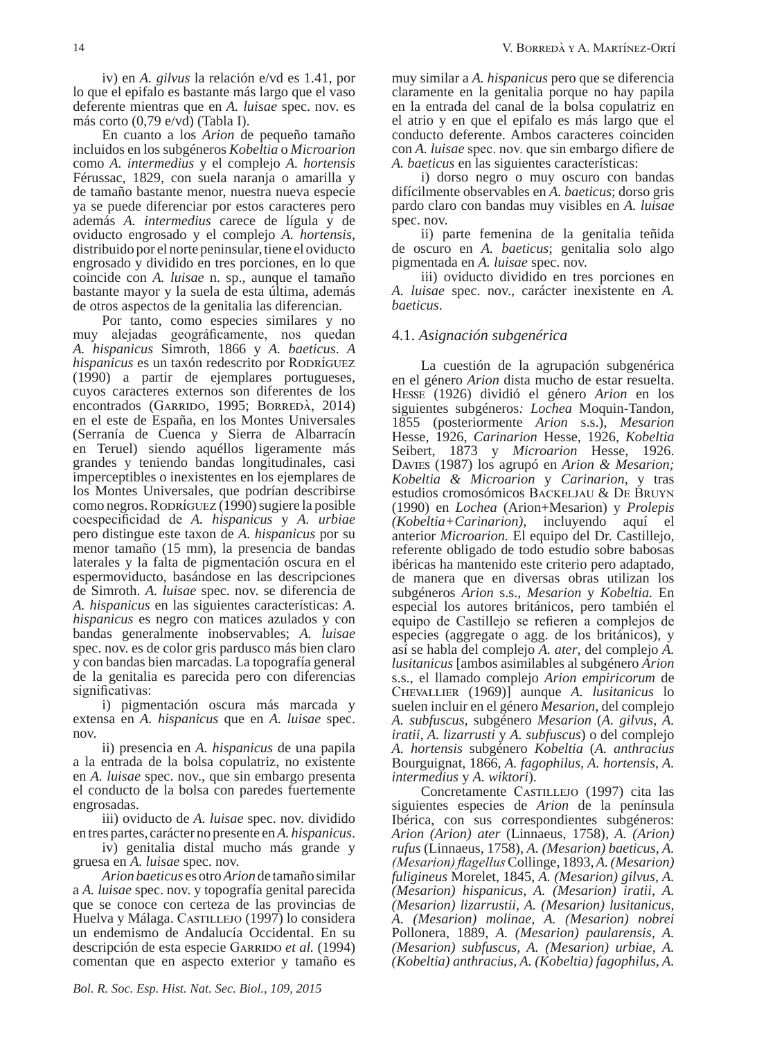iv) en *A. gilvus* la relación e/vd es 1.41, por lo que el epifalo es bastante más largo que el vaso deferente mientras que en *A. luisae* spec. nov. es más corto (0,79 e/vd) (Tabla I).

En cuanto a los *Arion* de pequeño tamaño incluidos en los subgéneros *Kobeltia* o *Microarion* como *A. intermedius* y el complejo *A. hortensis* Férussac, 1829, con suela naranja o amarilla y de tamaño bastante menor, nuestra nueva especie ya se puede diferenciar por estos caracteres pero además *A. intermedius* carece de lígula y de oviducto engrosado y el complejo *A. hortensis*, distribuido por el norte peninsular, tiene el oviducto engrosado y dividido en tres porciones, en lo que coincide con *A. luisae* n. sp., aunque el tamaño bastante mayor y la suela de esta última, además de otros aspectos de la genitalia las diferencian.

Por tanto, como especies similares y no muy alejadas geográficamente, nos quedan *A. hispanicus* Simroth, 1866 y *A. baeticus*. *A hispanicus* es un taxón redescrito por Rodríguez (1990) a partir de ejemplares portugueses, cuyos caracteres externos son diferentes de los encontrados (Garrido, 1995; Borredà, 2014) en el este de España, en los Montes Universales (Serranía de Cuenca y Sierra de Albarracín en Teruel) siendo aquéllos ligeramente más grandes y teniendo bandas longitudinales, casi imperceptibles o inexistentes en los ejemplares de los Montes Universales, que podrían describirse como negros. Rodríguez (1990) sugiere la posible coespecificidad de *A. hispanicus* y *A. urbiae* pero distingue este taxon de *A. hispanicus* por su menor tamaño (15 mm), la presencia de bandas laterales y la falta de pigmentación oscura en el espermoviducto, basándose en las descripciones de Simroth. *A. luisae* spec. nov. se diferencia de *A. hispanicus* en las siguientes características: *A. hispanicus* es negro con matices azulados y con bandas generalmente inobservables; *A. luisae* spec. nov. es de color gris pardusco más bien claro y con bandas bien marcadas. La topografía general de la genitalia es parecida pero con diferencias significativas:

i) pigmentación oscura más marcada y extensa en *A. hispanicus* que en *A. luisae* spec. nov.

ii) presencia en *A. hispanicus* de una papila a la entrada de la bolsa copulatriz, no existente en *A. luisae* spec. nov., que sin embargo presenta el conducto de la bolsa con paredes fuertemente engrosadas.

iii) oviducto de *A. luisae* spec. nov. dividido en tres partes, carácter no presente en *A. hispanicus*.

iv) genitalia distal mucho más grande y gruesa en *A. luisae* spec. nov.

*Arion baeticus* es otro *Arion* de tamaño similar a *A. luisae* spec. nov. y topografía genital parecida que se conoce con certeza de las provincias de Huelva y Málaga. Castillejo (1997) lo considera un endemismo de Andalucía Occidental. En su descripción de esta especie Garrido *et al.* (1994) comentan que en aspecto exterior y tamaño es muy similar a *A. hispanicus* pero que se diferencia claramente en la genitalia porque no hay papila en la entrada del canal de la bolsa copulatriz en el atrio y en que el epifalo es más largo que el conducto deferente. Ambos caracteres coinciden con *A. luisae* spec. nov. que sin embargo difiere de *A. baeticus* en las siguientes características:

i) dorso negro o muy oscuro con bandas difícilmente observables en *A. baeticus*; dorso gris pardo claro con bandas muy visibles en *A. luisae* spec. nov.

ii) parte femenina de la genitalia teñida de oscuro en *A. baeticus*; genitalia solo algo pigmentada en *A. luisae* spec. nov.

iii) oviducto dividido en tres porciones en *A. luisae* spec. nov., carácter inexistente en *A. baeticus*.

### 4.1. *Asignación subgenérica*

La cuestión de la agrupación subgenérica en el género *Arion* dista mucho de estar resuelta. Hesse (1926) dividió el género *Arion* en los siguientes subgéneros: *Lochea* Moquin-Tandon, 1855 (posteriormente *Arion* s.s.), *Mesarion* Hesse, 1926, *Carinarion* Hesse, 1926, *Kobeltia* Seibert, 1873 y *Microarion* Hesse, 1926. Davies (1987) los agrupó en *Arion & Mesarion; Kobeltia & Microarion* y *Carinarion*, y tras estudios cromosómicos Backeljau & De Bruyn (1990) en *Lochea* (Arion+Mesarion) y *Prolepis (Kobeltia+Carinarion)*, incluyendo aquí el anterior *Microarion.* El equipo del Dr. Castillejo, referente obligado de todo estudio sobre babosas ibéricas ha mantenido este criterio pero adaptado, de manera que en diversas obras utilizan los subgéneros *Arion* s.s., *Mesarion* y *Kobeltia.* En especial los autores británicos, pero también el equipo de Castillejo se refieren a complejos de especies (aggregate o agg. de los británicos), y así se habla del complejo *A. ater*, del complejo *A. lusitanicus* [ambos asimilables al subgénero *Arion* s.s., el llamado complejo *Arion empiricorum* de Chevallier (1969)] aunque *A. lusitanicus* lo suelen incluir en el género *Mesarion*, del complejo *A. subfuscus*, subgénero *Mesarion* (*A. gilvus, A. iratii, A. lizarrusti* y *A. subfuscus*) o del complejo *A. hortensis* subgénero *Kobeltia* (*A. anthracius* Bourguignat, 1866, *A. fagophilus, A. hortensis, A. intermedius* y *A. wiktori*).

Concretamente Castillejo (1997) cita las siguientes especies de *Arion* de la península Ibérica, con sus correspondientes subgéneros: *Arion (Arion) ater* (Linnaeus, 1758), *A. (Arion) rufus* (Linnaeus, 1758), *A. (Mesarion) baeticus, A. (Mesarion) flagellus* Collinge, 1893, *A. (Mesarion) fuligineus* Morelet, 1845, *A. (Mesarion) gilvus, A. (Mesarion) hispanicus, A. (Mesarion) iratii, A. (Mesarion) lizarrustii, A. (Mesarion) lusitanicus, A. (Mesarion) molinae, A. (Mesarion) nobrei* Pollonera, 1889, *A. (Mesarion) paularensis, A. (Mesarion) subfuscus, A. (Mesarion) urbiae, A. (Kobeltia) anthracius, A. (Kobeltia) fagophilus, A.*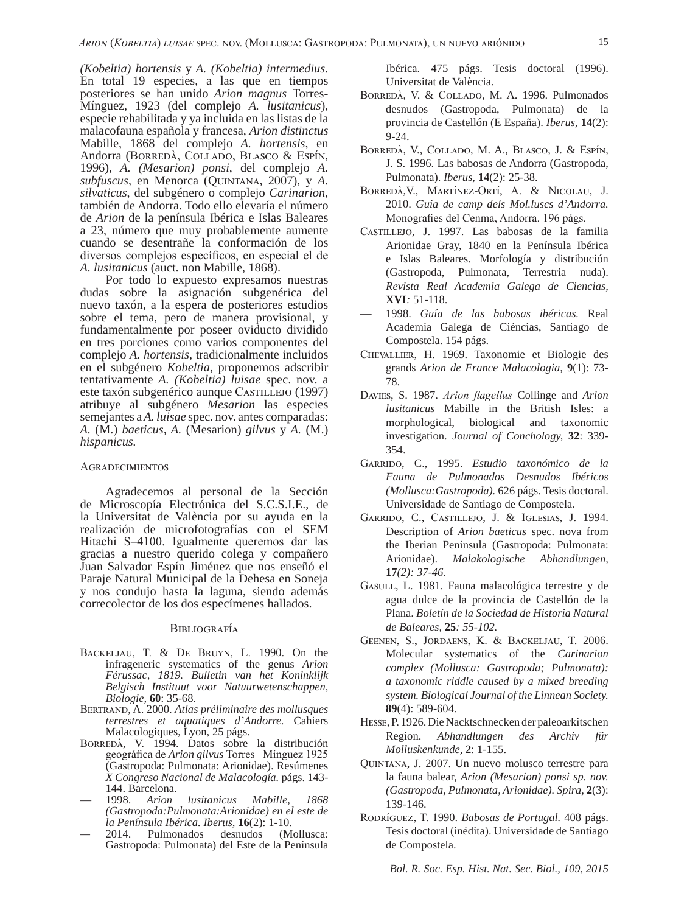*(Kobeltia) hortensis* y *A. (Kobeltia) intermedius.* En total 19 especies, a las que en tiempos posteriores se han unido *Arion magnus* Torres-Mínguez, 1923 (del complejo *A. lusitanicus*), especie rehabilitada y ya incluida en las listas de la malacofauna española y francesa, *Arion distinctus* Mabille, 1868 del complejo *A. hortensis*, en Andorra (Borredà, Collado, Blasco & Espín, 1996), *A. (Mesarion) ponsi*, del complejo *A. subfuscus*, en Menorca (Quintana, 2007), y *A. silvaticus*, del subgénero o complejo *Carinarion*, también de Andorra. Todo ello elevaría el número de *Arion* de la península Ibérica e Islas Baleares a 23, número que muy probablemente aumente cuando se desentrañe la conformación de los diversos complejos específicos, en especial el de *A. lusitanicus* (auct. non Mabille, 1868).

Por todo lo expuesto expresamos nuestras dudas sobre la asignación subgenérica del nuevo taxón, a la espera de posteriores estudios sobre el tema, pero de manera provisional, y fundamentalmente por poseer oviducto dividido en tres porciones como varios componentes del complejo *A. hortensis*, tradicionalmente incluidos en el subgénero *Kobeltia*, proponemos adscribir tentativamente *A. (Kobeltia) luisae* spec. nov. a este taxón subgenérico aunque Castillejo (1997) atribuye al subgénero *Mesarion* las especies semejantes a *A. luisae* spec. nov. antes comparadas: *A.* (M.) *baeticus*, *A.* (Mesarion) *gilvus* y *A.* (M.) *hispanicus.*

## Agradecimientos

Agradecemos al personal de la Sección de Microscopía Electrónica del S.C.S.I.E., de la Universitat de València por su ayuda en la realización de microfotografías con el SEM Hitachi S–4100. Igualmente queremos dar las gracias a nuestro querido colega y compañero Juan Salvador Espín Jiménez que nos enseñó el Paraje Natural Municipal de la Dehesa en Soneja y nos condujo hasta la laguna, siendo además correcolector de los dos especímenes hallados.

## Bibliografía

Backeljau, T. & De Bruyn, L. 1990. On the infrageneric systematics of the genus *Arion Férussac, 1819. Bulletin van het Koninklijk Belgisch Instituut voor Natuurwetenschappen, Biologie*, **60**: 35-68.

Bertrand, A. 2000. *Atlas préliminaire des mollusques terrestres et aquatiques d'Andorre.* Cahiers Malacologiques, Lyon, 25 págs.

Borredà, V. 1994. Datos sobre la distribución geográfica de *Arion gilvus* Torres– Mínguez 1925 (Gastropoda: Pulmonata: Arionidae). Resúmenes *X Congreso Nacional de Malacología*. págs. 143-144. Barcelona.

— 1998. *Arion lusitanicus Mabille, 1868 (Gastropoda:Pulmonata:Arionidae) en el este de la Península Ibérica. Iberus*, **16**(2): 1-10.

— 2014. Pulmonados desnudos (Mollusca: Gastropoda: Pulmonata) del Este de la Península Ibérica. 475 págs. Tesis doctoral (1996). Universitat de València.

Borredà, V. & Collado, M. A. 1996. Pulmonados desnudos (Gastropoda, Pulmonata) de la provincia de Castellón (E España). *Iberus*, **14**(2): 9-24.

Borredà, V., Collado, M. A., Blasco, J. & Espín, J. S. 1996. Las babosas de Andorra (Gastropoda, Pulmonata). *Iberus*, **14**(2): 25-38.

Borredà,V., Martínez-Ortí, A. & Nicolau, J. 2010. *Guia de camp dels Mol.luscs d'Andorra.* Monografies del Cenma, Andorra. 196 págs.

Castillejo, J. 1997. Las babosas de la familia Arionidae Gray, 1840 en la Península Ibérica e Islas Baleares. Morfología y distribución (Gastropoda, Pulmonata, Terrestria nuda). *Revista Real Academia Galega de Ciencias*, **XVI***:* 51-118.

— 1998. *Guía de las babosas ibéricas.* Real Academia Galega de Ciéncias, Santiago de Compostela. 154 págs.

Chevallier, H. 1969. Taxonomie et Biologie des grands *Arion de France Malacologia,* **9**(1): 73-78.

Davies, S. 1987. *Arion flagellus* Collinge and *Arion lusitanicus* Mabille in the British Isles: a morphological, biological and taxonomic investigation. *Journal of Conchology,* **32**: 339-354.

Garrido, C., 1995. *Estudio taxonómico de la Fauna de Pulmonados Desnudos Ibéricos (Mollusca:Gastropoda).* 626 págs. Tesis doctoral. Universidade de Santiago de Compostela.

Garrido, C., Castillejo, J. & Iglesias, J. 1994. Description of *Arion baeticus* spec. nova from the Iberian Peninsula (Gastropoda: Pulmonata: Arionidae). *Malakologische Abhandlungen*, **17***(2): 37-46.*

Gasull, L. 1981. Fauna malacológica terrestre y de agua dulce de la provincia de Castellón de la Plana. *Boletín de la Sociedad de Historia Natural de Baleares,* **25***: 55-102.*

Geenen, S., Jordaens, K. & Backeljau, T. 2006. Molecular systematics of the *Carinarion complex (Mollusca: Gastropoda; Pulmonata): a taxonomic riddle caused by a mixed breeding system. Biological Journal of the Linnean Society.* **89**(4): 589-604.

Hesse, P. 1926. Die Nacktschnecken der paleoarkitschen Region. *Abhandlungen des Archiv für Molluskenkunde*, **2**: 1-155.

Quintana, J. 2007. Un nuevo molusco terrestre para la fauna balear, *Arion (Mesarion) ponsi sp. nov. (Gastropoda, Pulmonata, Arionidae). Spira,* **2**(3): 139-146.

Rodríguez, T. 1990. *Babosas de Portugal.* 408 págs. Tesis doctoral (inédita). Universidade de Santiago de Compostela.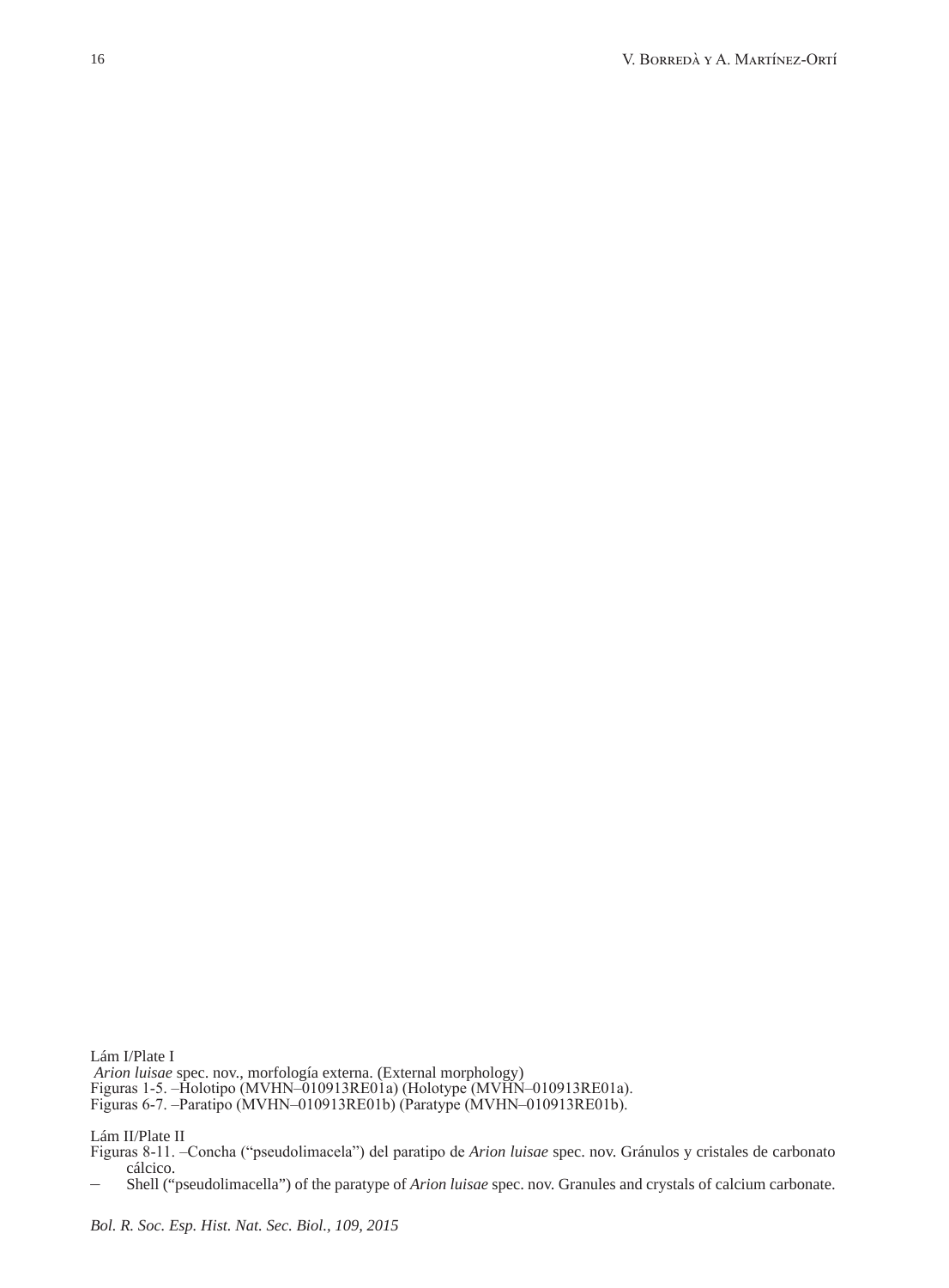Lám I/Plate I

*Arion luisae* spec. nov., morfología externa. (External morphology)

Figuras 1-5. –Holotipo (MVHN–010913RE01a) (Holotype (MVHN–010913RE01a).

Figuras 6-7. –Paratipo (MVHN–010913RE01b) (Paratype (MVHN–010913RE01b).

Lám II/Plate II

Figuras 8-11. –Concha (“pseudolimacela”) del paratipo de *Arion luisae* spec. nov. Gránulos y cristales de carbonato cálcico.

– Shell (“pseudolimacella”) of the paratype of *Arion luisae* spec. nov. Granules and crystals of calcium carbonate.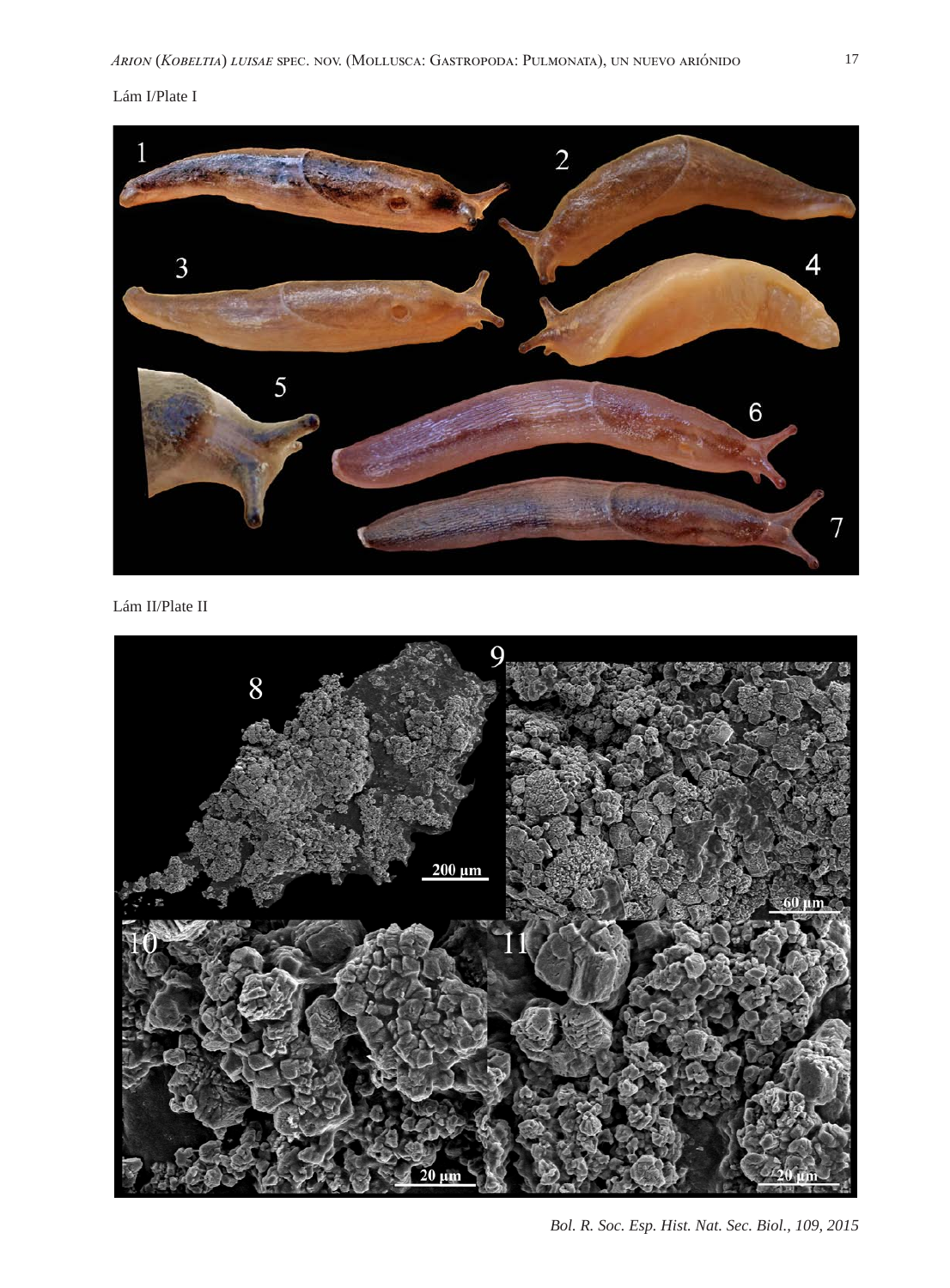Lám I/Plate I

Lám II/Plate II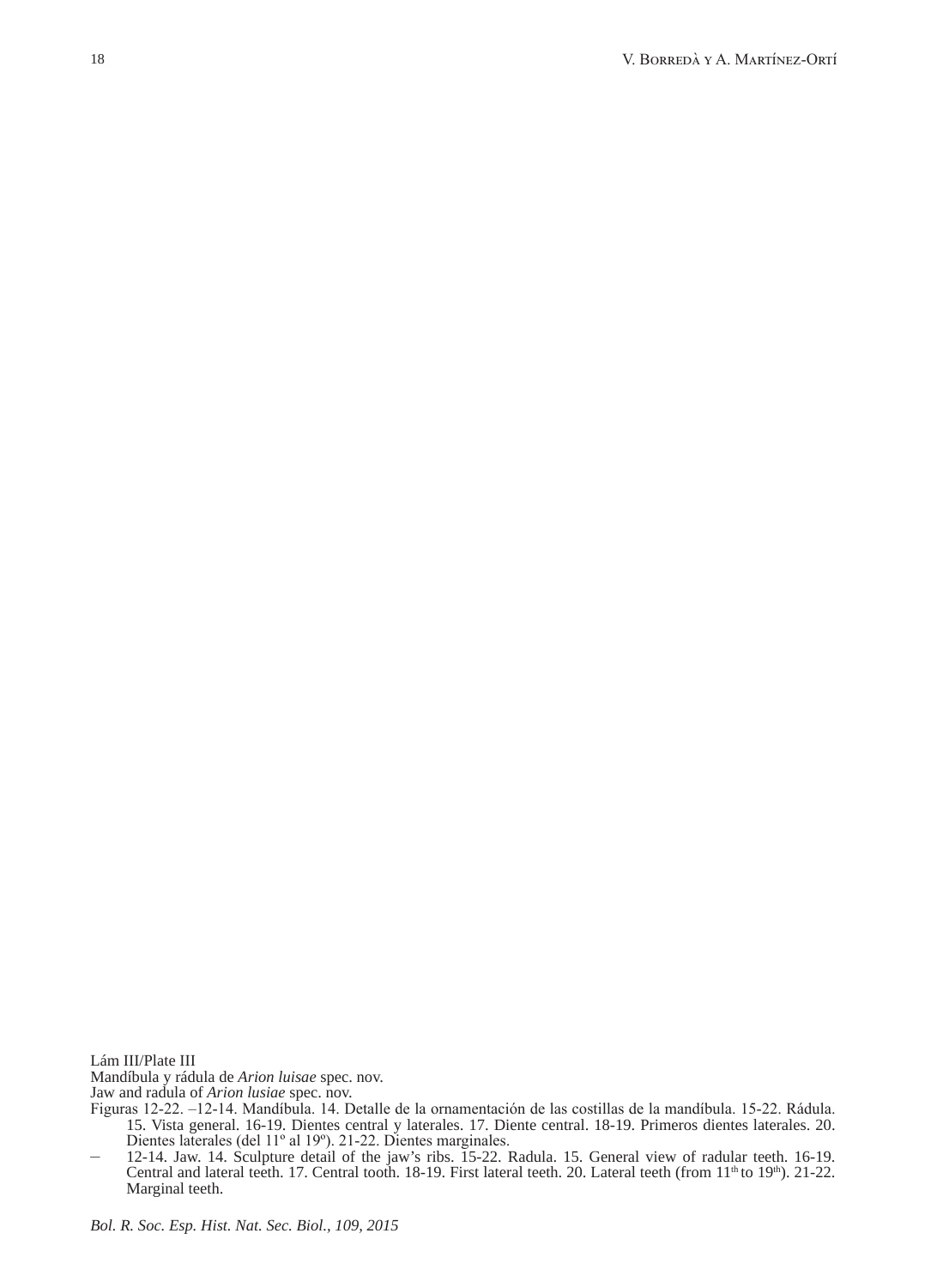Lám III/Plate III

Mandíbula y rádula de *Arion luisae* spec. nov.

Jaw and radula of *Arion lusiae* spec. nov.

Figuras 12-22. –12-14. Mandíbula. 14. Detalle de la ornamentación de las costillas de la mandíbula. 15-22. Rádula. 15. Vista general. 16-19. Dientes central y laterales. 17. Diente central. 18-19. Primeros dientes laterales. 20. Dientes laterales (del 11º al 19º). 21-22. Dientes marginales.

– 12-14. Jaw. 14. Sculpture detail of the jaw's ribs. 15-22. Radula. 15. General view of radular teeth. 16-19. Central and lateral teeth. 17. Central tooth. 18-19. First lateral teeth. 20. Lateral teeth (from 11th to 19th). 21-22. Marginal teeth.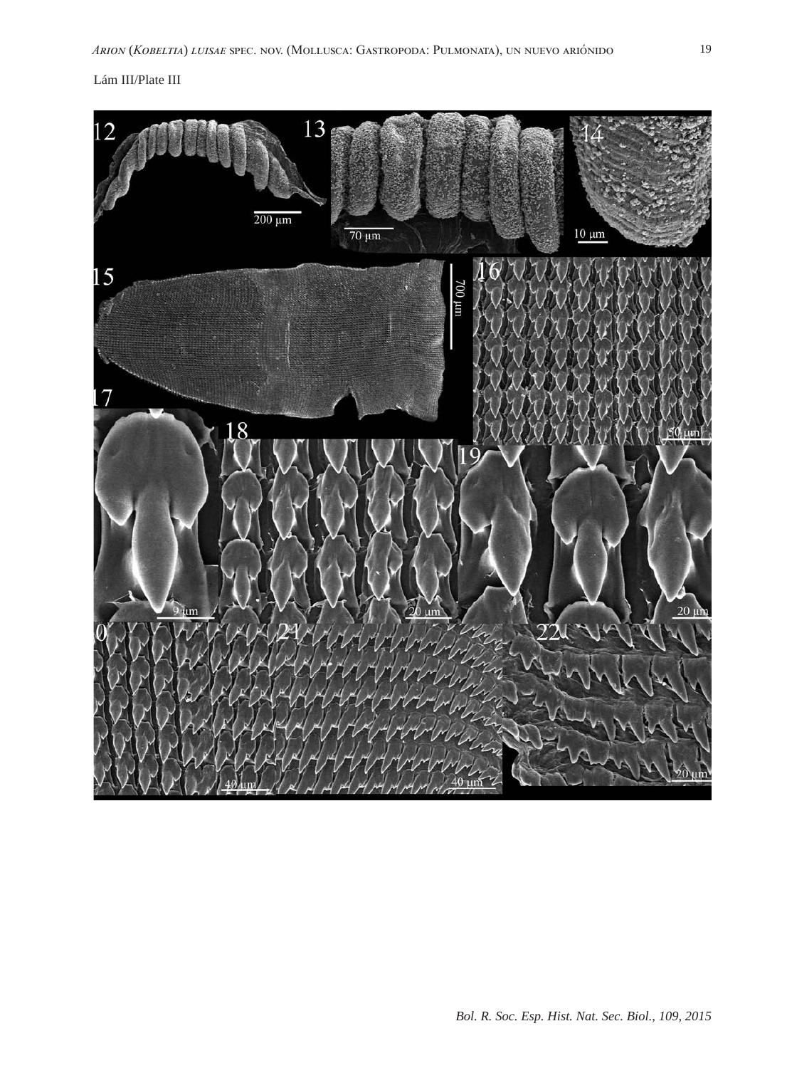Lám III/Plate III

12 13 14

200 µm 70 µm 10 µm

15 16

700 µm 20 µm

17 18 19

9 µm 20 µm 20 µm

20 21 22

40 µm 40 µm 20 µm